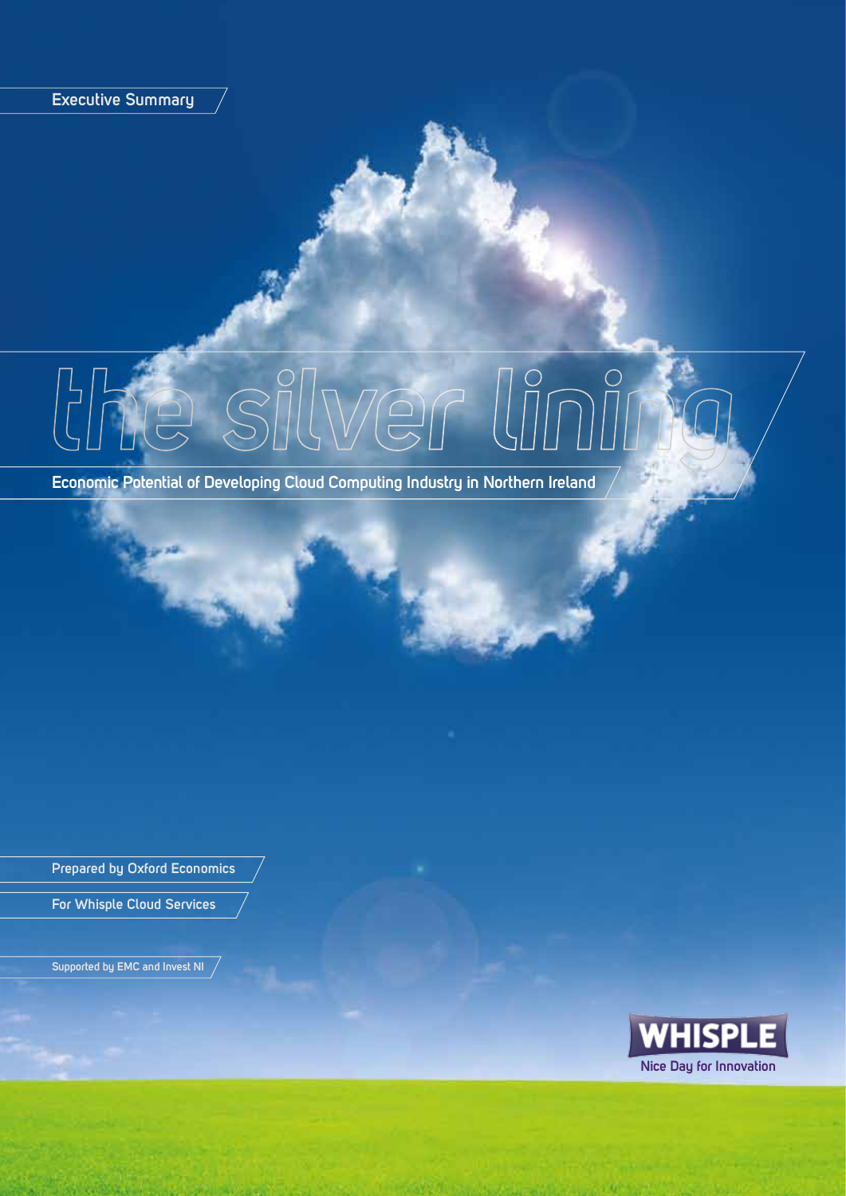Executive Summary

# the silver lining

## Economic Potential of Developing Cloud Computing Industry in Northern Ireland

Prepared by Oxford Economics

For Whisple Cloud Services

Supported by EMC and Invest NI

WHISPLE

Nice Day for Innovation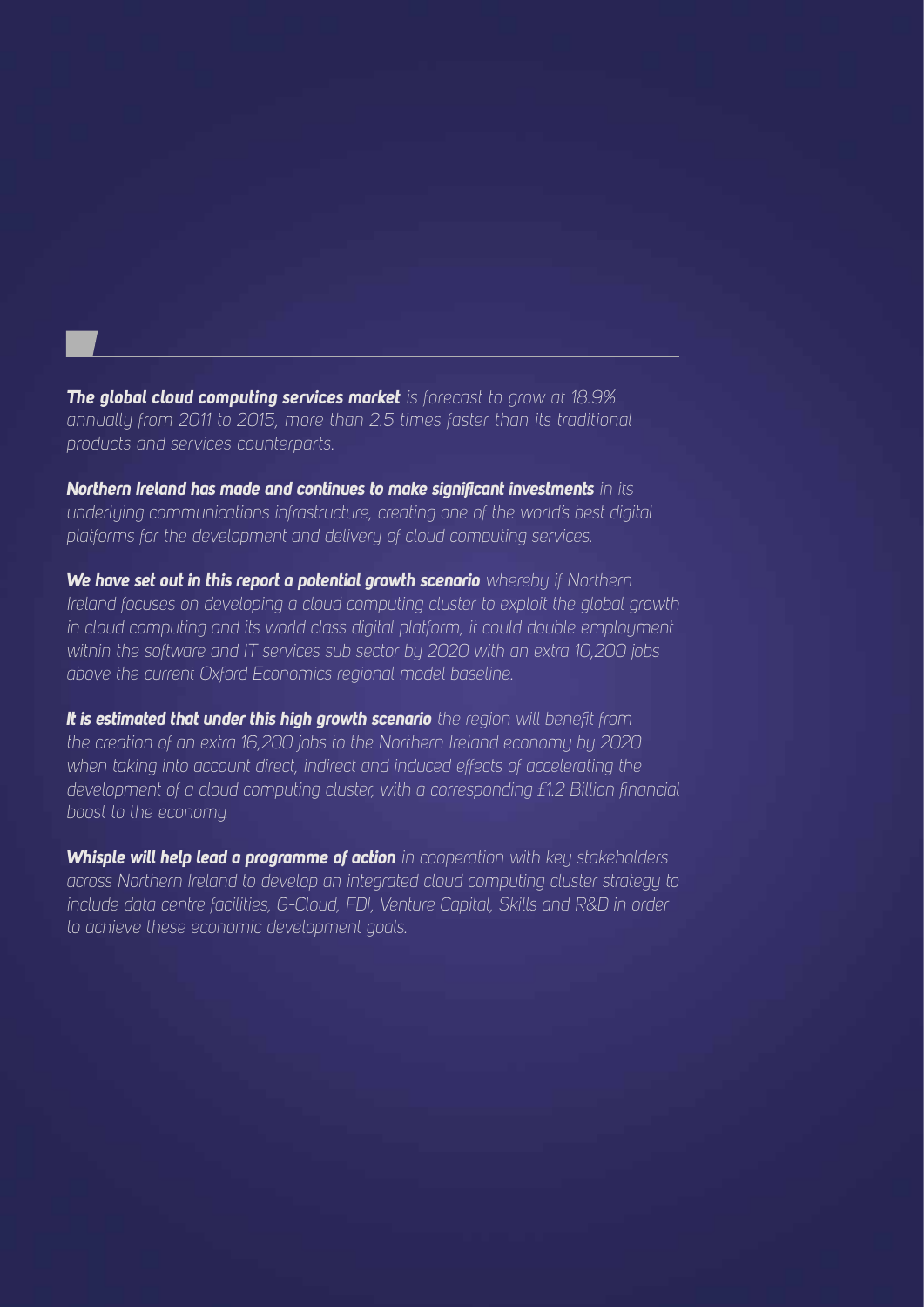***The global cloud computing services market*** *is forecast to grow at 18.9% annually from 2011 to 2015, more than 2.5 times faster than its traditional products and services counterparts.*

***Northern Ireland has made and continues to make significant investments*** *in its underlying communications infrastructure, creating one of the world's best digital platforms for the development and delivery of cloud computing services.*

***We have set out in this report a potential growth scenario*** *whereby if Northern Ireland focuses on developing a cloud computing cluster to exploit the global growth in cloud computing and its world class digital platform, it could double employment within the software and IT services sub sector by 2020 with an extra 10,200 jobs above the current Oxford Economics regional model baseline.*

***It is estimated that under this high growth scenario*** *the region will benefit from the creation of an extra 16,200 jobs to the Northern Ireland economy by 2020 when taking into account direct, indirect and induced effects of accelerating the development of a cloud computing cluster, with a corresponding £1.2 Billion financial boost to the economy.*

***Whisple will help lead a programme of action*** *in cooperation with key stakeholders across Northern Ireland to develop an integrated cloud computing cluster strategy to include data centre facilities, G-Cloud, FDI, Venture Capital, Skills and R&D in order to achieve these economic development goals.*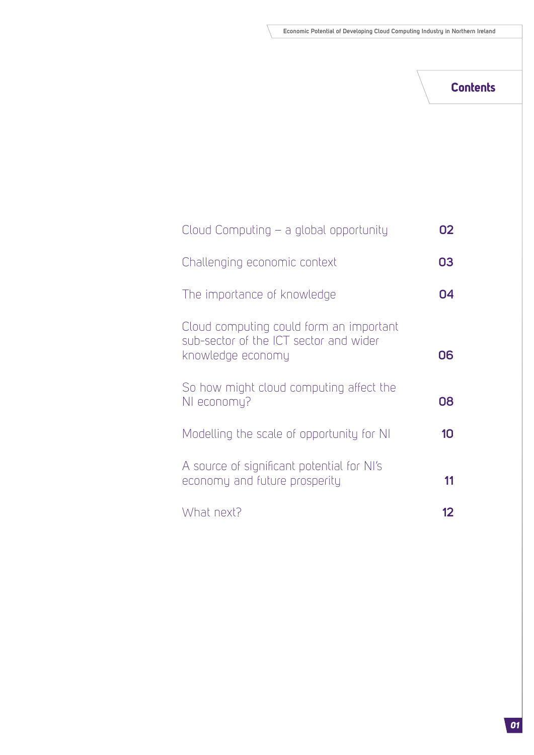## Contents

| | |
|---|---|
| Cloud Computing – a global opportunity | 02 |
| Challenging economic context | 03 |
| The importance of knowledge | 04 |
| Cloud computing could form an important sub-sector of the ICT sector and wider knowledge economy | 06 |
| So how might cloud computing affect the NI economy? | 08 |
| Modelling the scale of opportunity for NI | 10 |
| A source of significant potential for NI's economy and future prosperity | 11 |
| What next? | 12 |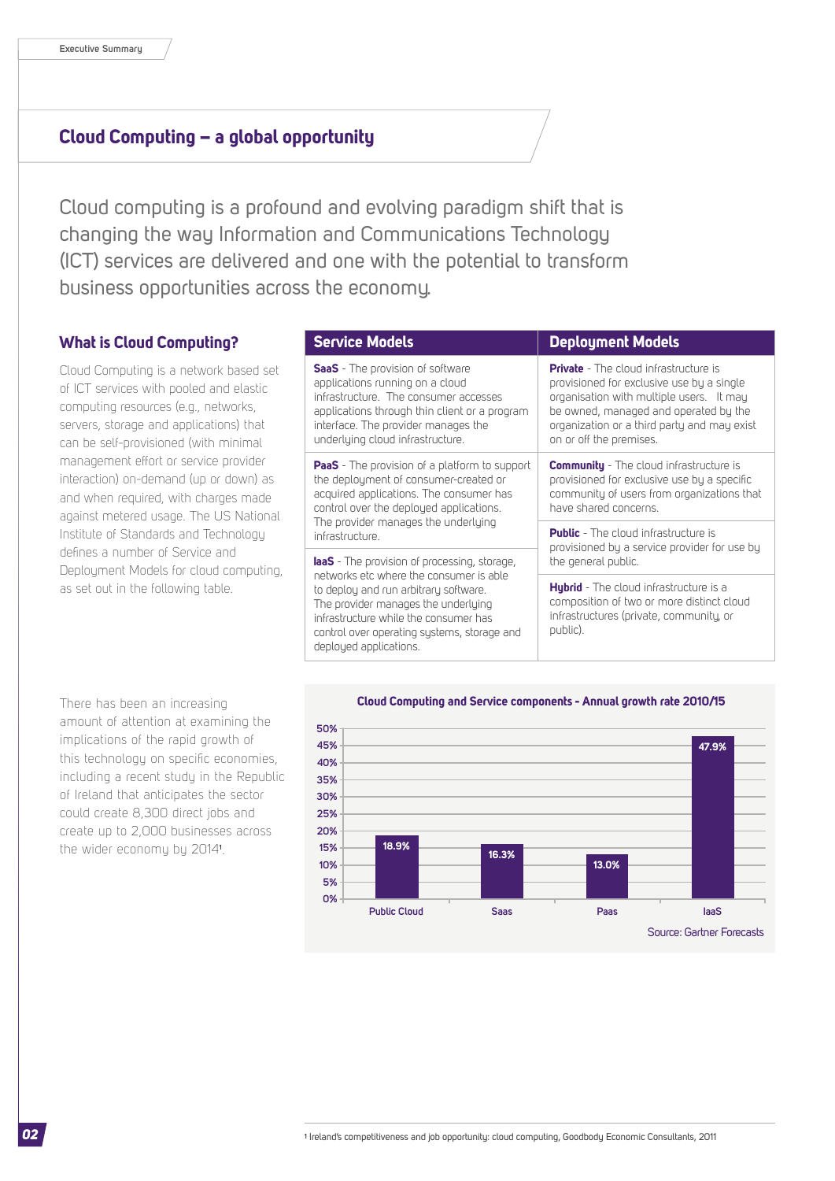## Cloud Computing – a global opportunity

Cloud computing is a profound and evolving paradigm shift that is changing the way Information and Communications Technology (ICT) services are delivered and one with the potential to transform business opportunities across the economy.

### What is Cloud Computing?

Cloud Computing is a network based set of ICT services with pooled and elastic computing resources (e.g., networks, servers, storage and applications) that can be self-provisioned (with minimal management effort or service provider interaction) on-demand (up or down) as and when required, with charges made against metered usage. The US National Institute of Standards and Technology defines a number of Service and Deployment Models for cloud computing, as set out in the following table.

| Service Models | Deployment Models |
| --- | --- |
| **SaaS** - The provision of software applications running on a cloud infrastructure. The consumer accesses applications through thin client or a program interface. The provider manages the underlying cloud infrastructure. | **Private** - The cloud infrastructure is provisioned for exclusive use by a single organisation with multiple users. It may be owned, managed and operated by the organization or a third party and may exist on or off the premises. |
| **PaaS** - The provision of a platform to support the deployment of consumer-created or acquired applications. The consumer has control over the deployed applications. The provider manages the underlying infrastructure. | **Community** - The cloud infrastructure is provisioned for exclusive use by a specific community of users from organizations that have shared concerns. |
| | **Public** - The cloud infrastructure is provisioned by a service provider for use by the general public. |
| **IaaS** - The provision of processing, storage, networks etc where the consumer is able to deploy and run arbitrary software. The provider manages the underlying infrastructure while the consumer has control over operating systems, storage and deployed applications. | **Hybrid** - The cloud infrastructure is a composition of two or more distinct cloud infrastructures (private, community, or public). |

There has been an increasing amount of attention at examining the implications of the rapid growth of this technology on specific economies, including a recent study in the Republic of Ireland that anticipates the sector could create 8,300 direct jobs and create up to 2,000 businesses across the wider economy by 2014[1].

**Cloud Computing and Service components - Annual growth rate 2010/15**

| Component | Annual growth rate |
| --- | --- |
| Public Cloud | 18.9% |
| Saas | 16.3% |
| Paas | 13.0% |
| IaaS | 47.9% |

Source: Gartner Forecasts

[1] Ireland's competitiveness and job opportunity: cloud computing, Goodbody Economic Consultants, 2011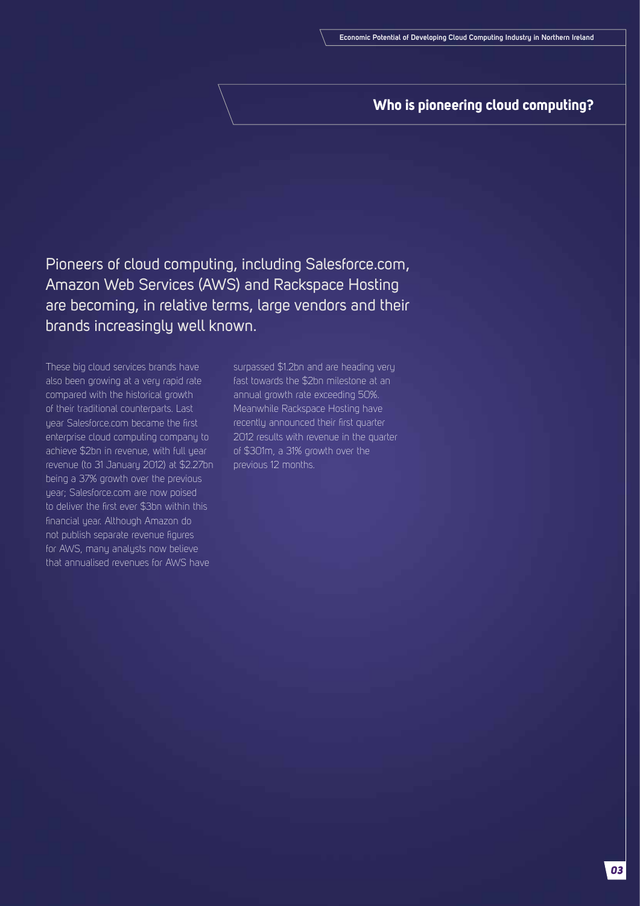## Who is pioneering cloud computing?

Pioneers of cloud computing, including Salesforce.com, Amazon Web Services (AWS) and Rackspace Hosting are becoming, in relative terms, large vendors and their brands increasingly well known.

These big cloud services brands have also been growing at a very rapid rate compared with the historical growth of their traditional counterparts. Last year Salesforce.com became the first enterprise cloud computing company to achieve $2bn in revenue, with full year revenue (to 31 January 2012) at $2.27bn being a 37% growth over the previous year; Salesforce.com are now poised to deliver the first ever $3bn within this financial year. Although Amazon do not publish separate revenue figures for AWS, many analysts now believe that annualised revenues for AWS have surpassed $1.2bn and are heading very fast towards the $2bn milestone at an annual growth rate exceeding 50%. Meanwhile Rackspace Hosting have recently announced their first quarter 2012 results with revenue in the quarter of $301m, a 31% growth over the previous 12 months.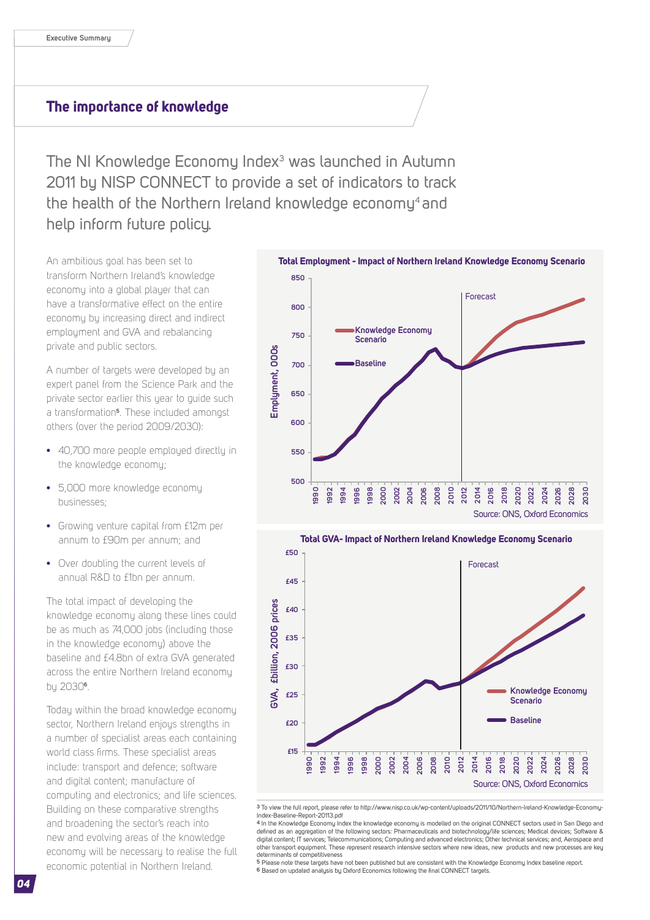## The importance of knowledge

The NI Knowledge Economy Index[3] was launched in Autumn 2011 by NISP CONNECT to provide a set of indicators to track the health of the Northern Ireland knowledge economy[4] and help inform future policy.

An ambitious goal has been set to transform Northern Ireland's knowledge economy into a global player that can have a transformative effect on the entire economy by increasing direct and indirect employment and GVA and rebalancing private and public sectors.

A number of targets were developed by an expert panel from the Science Park and the private sector earlier this year to guide such a transformation[5]. These included amongst others (over the period 2009/2030):

- 40,700 more people employed directly in the knowledge economy;
- 5,000 more knowledge economy businesses;
- Growing venture capital from £12m per annum to £90m per annum; and
- Over doubling the current levels of annual R&D to £1bn per annum.

The total impact of developing the knowledge economy along these lines could be as much as 74,000 jobs (including those in the knowledge economy) above the baseline and £4.8bn of extra GVA generated across the entire Northern Ireland economy by 2030[6].

Today within the broad knowledge economy sector, Northern Ireland enjoys strengths in a number of specialist areas each containing world class firms. These specialist areas include: transport and defence; software and digital content; manufacture of computing and electronics; and life sciences. Building on these comparative strengths and broadening the sector's reach into new and evolving areas of the knowledge economy will be necessary to realise the full economic potential in Northern Ireland.

**Total Employment - Impact of Northern Ireland Knowledge Economy Scenario**

Source: ONS, Oxford Economics

**Total GVA- Impact of Northern Ireland Knowledge Economy Scenario**

Source: ONS, Oxford Economics

[3] To view the full report, please refer to http://www.nisp.co.uk/wp-content/uploads/2011/10/Northern-Ireland-Knowledge-Economy-Index-Baseline-Report-20113.pdf

[4] In the Knowledge Economy Index the knowledge economy is modelled on the original CONNECT sectors used in San Diego and defined as an aggregation of the following sectors: Pharmaceuticals and biotechnology/life sciences; Medical devices; Software & digital content; IT services; Telecommunications; Computing and advanced electronics; Other technical services; and, Aerospace and other transport equipment. These represent research intensive sectors where new ideas, new products and new processes are key determinants of competitiveness

[5] Please note these targets have not been published but are consistent with the Knowledge Economy Index baseline report.

[6] Based on updated analysis by Oxford Economics following the final CONNECT targets.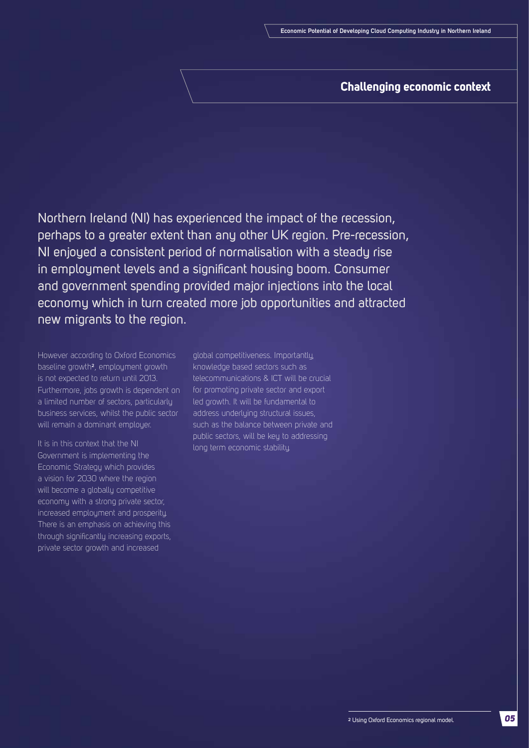## Challenging economic context

Northern Ireland (NI) has experienced the impact of the recession, perhaps to a greater extent than any other UK region. Pre-recession, NI enjoyed a consistent period of normalisation with a steady rise in employment levels and a significant housing boom. Consumer and government spending provided major injections into the local economy which in turn created more job opportunities and attracted new migrants to the region.

However according to Oxford Economics baseline growth[2], employment growth is not expected to return until 2013. Furthermore, jobs growth is dependent on a limited number of sectors, particularly business services, whilst the public sector will remain a dominant employer.

It is in this context that the NI Government is implementing the Economic Strategy which provides a vision for 2030 where the region will become a globally competitive economy with a strong private sector, increased employment and prosperity. There is an emphasis on achieving this through significantly increasing exports, private sector growth and increased global competitiveness. Importantly, knowledge based sectors such as telecommunications & ICT will be crucial for promoting private sector and export led growth. It will be fundamental to address underlying structural issues, such as the balance between private and public sectors, will be key to addressing long term economic stability.

[2] Using Oxford Economics regional model.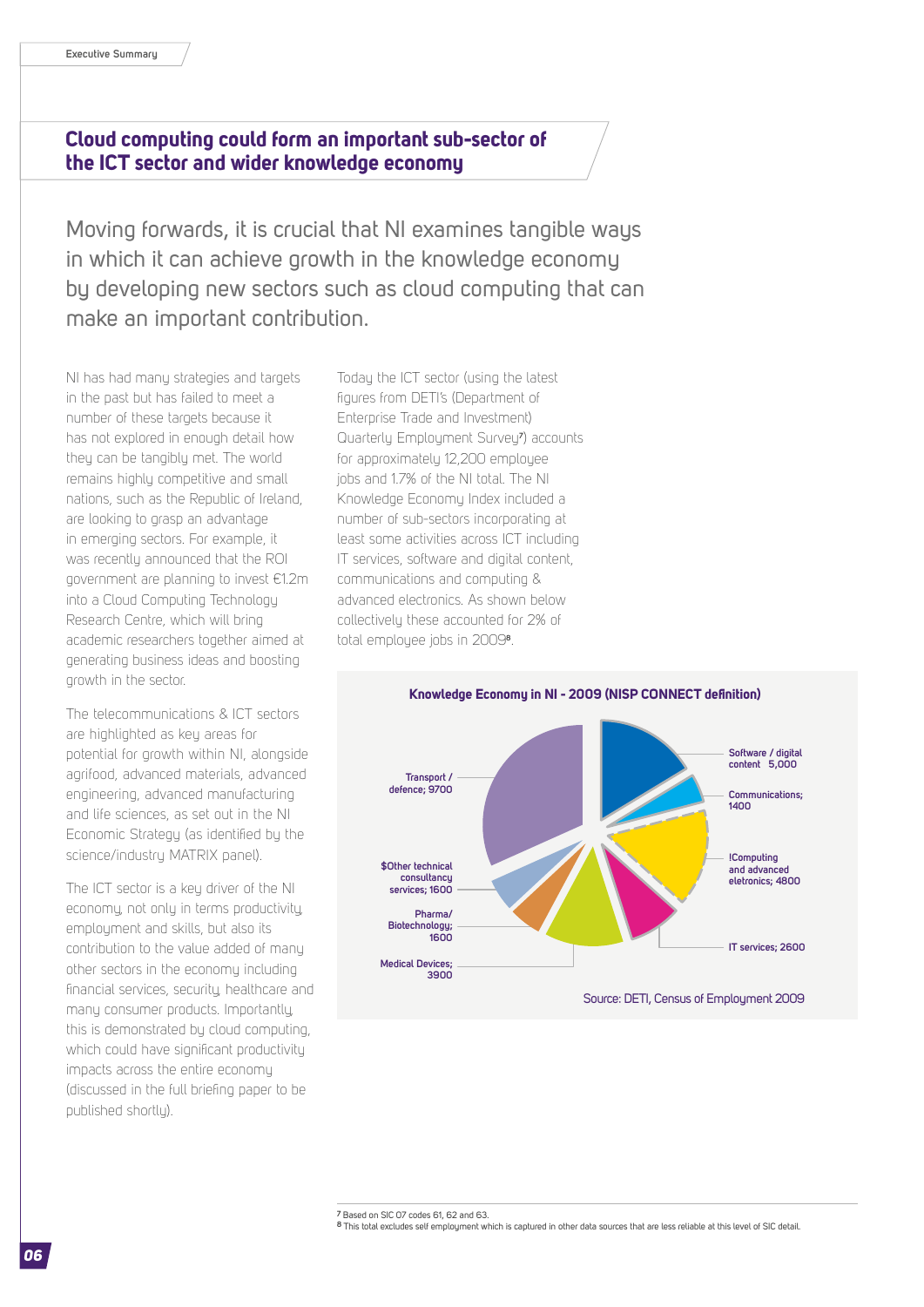## Cloud computing could form an important sub-sector of the ICT sector and wider knowledge economy

Moving forwards, it is crucial that NI examines tangible ways in which it can achieve growth in the knowledge economy by developing new sectors such as cloud computing that can make an important contribution.

NI has had many strategies and targets in the past but has failed to meet a number of these targets because it has not explored in enough detail how they can be tangibly met. The world remains highly competitive and small nations, such as the Republic of Ireland, are looking to grasp an advantage in emerging sectors. For example, it was recently announced that the ROI government are planning to invest €1.2m into a Cloud Computing Technology Research Centre, which will bring academic researchers together aimed at generating business ideas and boosting growth in the sector.

The telecommunications & ICT sectors are highlighted as key areas for potential for growth within NI, alongside agrifood, advanced materials, advanced engineering, advanced manufacturing and life sciences, as set out in the NI Economic Strategy (as identified by the science/industry MATRIX panel).

The ICT sector is a key driver of the NI economy, not only in terms productivity, employment and skills, but also its contribution to the value added of many other sectors in the economy including financial services, security, healthcare and many consumer products. Importantly, this is demonstrated by cloud computing, which could have significant productivity impacts across the entire economy (discussed in the full briefing paper to be published shortly).

Today the ICT sector (using the latest figures from DETI's (Department of Enterprise Trade and Investment) Quarterly Employment Survey[7]) accounts for approximately 12,200 employee jobs and 1.7% of the NI total. The NI Knowledge Economy Index included a number of sub-sectors incorporating at least some activities across ICT including IT services, software and digital content, communications and computing & advanced electronics. As shown below collectively these accounted for 2% of total employee jobs in 2009[8].

**Knowledge Economy in NI - 2009 (NISP CONNECT definition)**

| Sector | Employee jobs |
|---|---|
| Software / digital content | 5,000 |
| Communications | 1400 |
| !Computing and advanced eletronics | 4800 |
| IT services | 2600 |
| Medical Devices | 3900 |
| Pharma/ Biotechnology | 1600 |
| $Other technical consultancy services | 1600 |
| Transport / defence | 9700 |

Source: DETI, Census of Employment 2009

[7] Based on SIC 07 codes 61, 62 and 63.

[8] This total excludes self employment which is captured in other data sources that are less reliable at this level of SIC detail.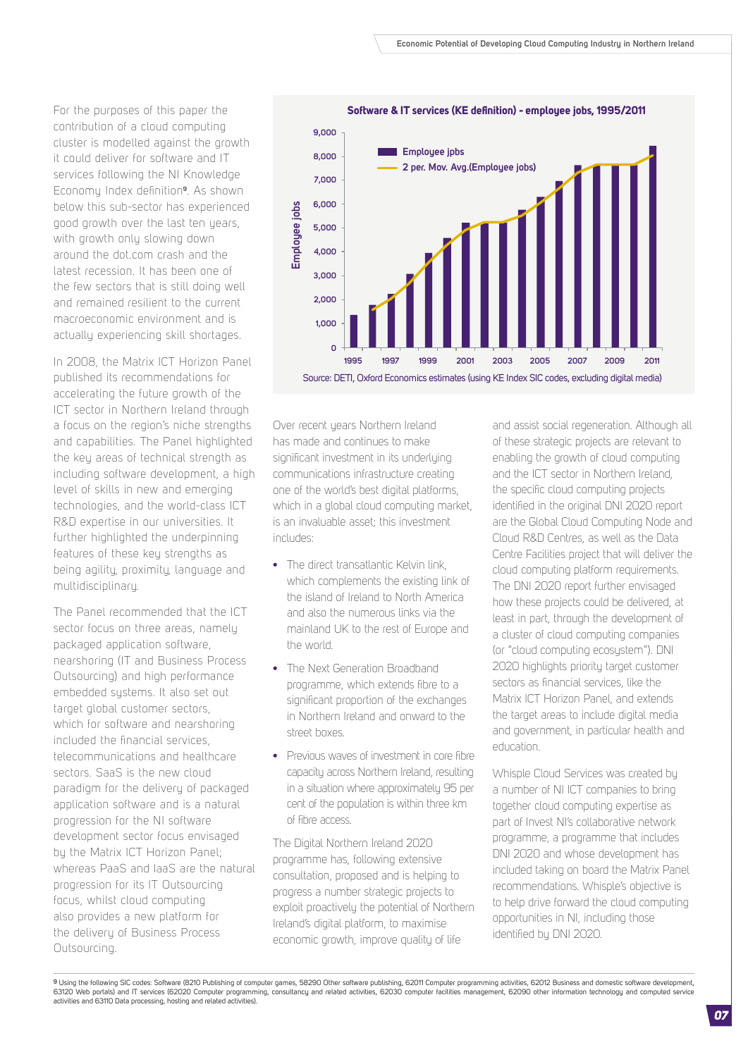For the purposes of this paper the contribution of a cloud computing cluster is modelled against the growth it could deliver for software and IT services following the NI Knowledge Economy Index definition[9]. As shown below this sub-sector has experienced good growth over the last ten years, with growth only slowing down around the dot.com crash and the latest recession. It has been one of the few sectors that is still doing well and remained resilient to the current macroeconomic environment and is actually experiencing skill shortages.

In 2008, the Matrix ICT Horizon Panel published its recommendations for accelerating the future growth of the ICT sector in Northern Ireland through a focus on the region's niche strengths and capabilities. The Panel highlighted the key areas of technical strength as including software development, a high level of skills in new and emerging technologies, and the world-class ICT R&D expertise in our universities. It further highlighted the underpinning features of these key strengths as being agility, proximity, language and multidisciplinary.

The Panel recommended that the ICT sector focus on three areas, namely packaged application software, nearshoring (IT and Business Process Outsourcing) and high performance embedded systems. It also set out target global customer sectors, which for software and nearshoring included the financial services, telecommunications and healthcare sectors. SaaS is the new cloud paradigm for the delivery of packaged application software and is a natural progression for the NI software development sector focus envisaged by the Matrix ICT Horizon Panel; whereas PaaS and IaaS are the natural progression for its IT Outsourcing focus, whilst cloud computing also provides a new platform for the delivery of Business Process Outsourcing.

**Software & IT services (KE definition) - employee jobs, 1995/2011**

Source: DETI, Oxford Economics estimates (using KE Index SIC codes, excluding digital media)

Over recent years Northern Ireland has made and continues to make significant investment in its underlying communications infrastructure creating one of the world's best digital platforms, which in a global cloud computing market, is an invaluable asset; this investment includes:

- The direct transatlantic Kelvin link, which complements the existing link of the island of Ireland to North America and also the numerous links via the mainland UK to the rest of Europe and the world.
- The Next Generation Broadband programme, which extends fibre to a significant proportion of the exchanges in Northern Ireland and onward to the street boxes.
- Previous waves of investment in core fibre capacity across Northern Ireland, resulting in a situation where approximately 95 per cent of the population is within three km of fibre access.

The Digital Northern Ireland 2020 programme has, following extensive consultation, proposed and is helping to progress a number strategic projects to exploit proactively the potential of Northern Ireland's digital platform, to maximise economic growth, improve quality of life and assist social regeneration. Although all of these strategic projects are relevant to enabling the growth of cloud computing and the ICT sector in Northern Ireland, the specific cloud computing projects identified in the original DNI 2020 report are the Global Cloud Computing Node and Cloud R&D Centres, as well as the Data Centre Facilities project that will deliver the cloud computing platform requirements. The DNI 2020 report further envisaged how these projects could be delivered, at least in part, through the development of a cluster of cloud computing companies (or "cloud computing ecosystem"). DNI 2020 highlights priority target customer sectors as financial services, like the Matrix ICT Horizon Panel, and extends the target areas to include digital media and government, in particular health and education.

Whisple Cloud Services was created by a number of NI ICT companies to bring together cloud computing expertise as part of Invest NI's collaborative network programme, a programme that includes DNI 2020 and whose development has included taking on board the Matrix Panel recommendations. Whisple's objective is to help drive forward the cloud computing opportunities in NI, including those identified by DNI 2020.

[9] Using the following SIC codes: Software (8210 Publishing of computer games, 58290 Other software publishing, 62011 Computer programming activities, 62012 Business and domestic software development, 63120 Web portals) and IT services (62020 Computer programming, consultancy and related activities, 62030 computer facilities management, 62090 other information technology and computed service activities and 63110 Data processing, hosting and related activities).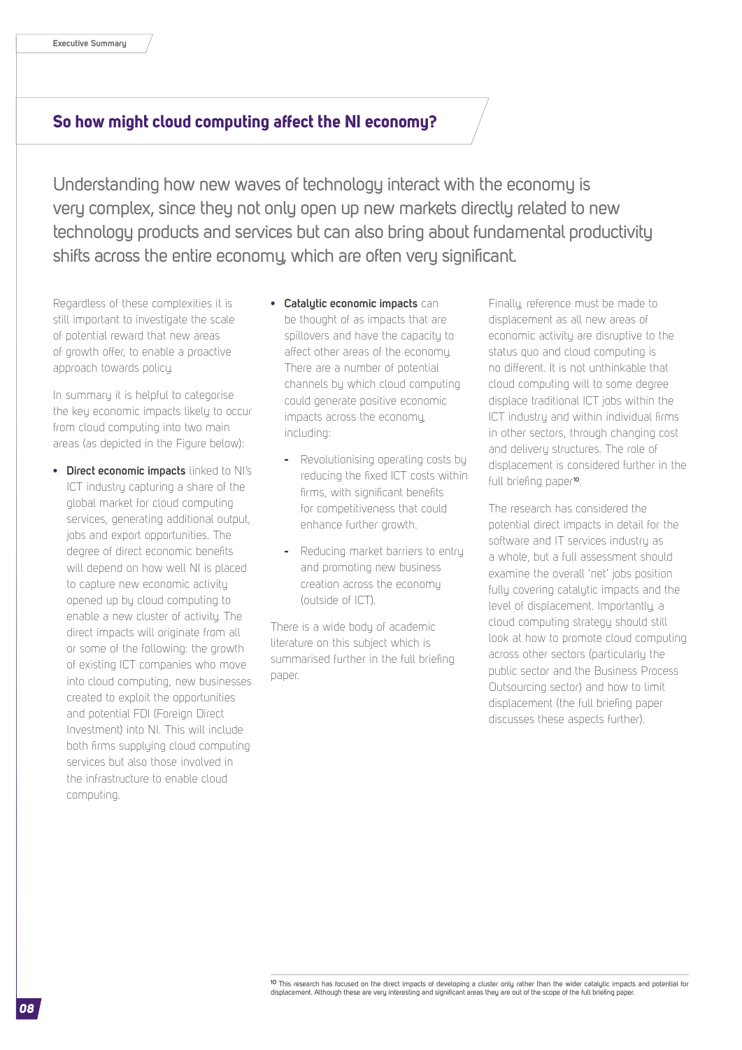## So how might cloud computing affect the NI economy?

Understanding how new waves of technology interact with the economy is very complex, since they not only open up new markets directly related to new technology products and services but can also bring about fundamental productivity shifts across the entire economy, which are often very significant.

Regardless of these complexities it is still important to investigate the scale of potential reward that new areas of growth offer, to enable a proactive approach towards policy.

In summary it is helpful to categorise the key economic impacts likely to occur from cloud computing into two main areas (as depicted in the Figure below):

- **Direct economic impacts** linked to NI's ICT industry capturing a share of the global market for cloud computing services, generating additional output, jobs and export opportunities. The degree of direct economic benefits will depend on how well NI is placed to capture new economic activity opened up by cloud computing to enable a new cluster of activity. The direct impacts will originate from all or some of the following: the growth of existing ICT companies who move into cloud computing, new businesses created to exploit the opportunities and potential FDI (Foreign Direct Investment) into NI. This will include both firms supplying cloud computing services but also those involved in the infrastructure to enable cloud computing.
- **Catalytic economic impacts** can be thought of as impacts that are spillovers and have the capacity to affect other areas of the economy. There are a number of potential channels by which cloud computing could generate positive economic impacts across the economy, including:
  - Revolutionising operating costs by reducing the fixed ICT costs within firms, with significant benefits for competitiveness that could enhance further growth.
  - Reducing market barriers to entry and promoting new business creation across the economy (outside of ICT).

There is a wide body of academic literature on this subject which is summarised further in the full briefing paper.

Finally, reference must be made to displacement as all new areas of economic activity are disruptive to the status quo and cloud computing is no different. It is not unthinkable that cloud computing will to some degree displace traditional ICT jobs within the ICT industry and within individual firms in other sectors, through changing cost and delivery structures. The role of displacement is considered further in the full briefing paper[10].

The research has considered the potential direct impacts in detail for the software and IT services industry as a whole, but a full assessment should examine the overall 'net' jobs position fully covering catalytic impacts and the level of displacement. Importantly, a cloud computing strategy should still look at how to promote cloud computing across other sectors (particularly the public sector and the Business Process Outsourcing sector) and how to limit displacement (the full briefing paper discusses these aspects further).

[10] This research has focused on the direct impacts of developing a cluster only rather than the wider catalytic impacts and potential for displacement. Although these are very interesting and significant areas they are out of the scope of the full briefing paper.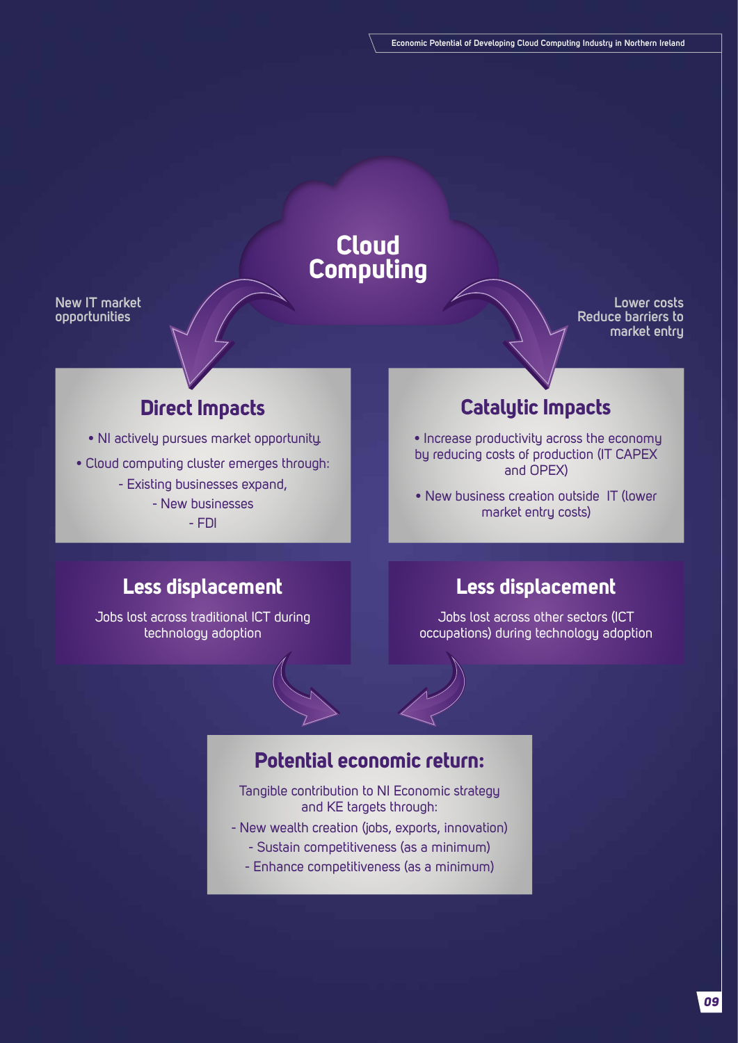# Cloud Computing

New IT market opportunities

Lower costs
Reduce barriers to market entry

## Direct Impacts

- NI actively pursues market opportunity.
- Cloud computing cluster emerges through:
  - Existing businesses expand,
  - New businesses
  - FDI

## Catalytic Impacts

- Increase productivity across the economy by reducing costs of production (IT CAPEX and OPEX)
- New business creation outside IT (lower market entry costs)

## Less displacement

Jobs lost across traditional ICT during technology adoption

## Less displacement

Jobs lost across other sectors (ICT occupations) during technology adoption

## Potential economic return:

Tangible contribution to NI Economic strategy and KE targets through:

- New wealth creation (jobs, exports, innovation)
- Sustain competitiveness (as a minimum)
- Enhance competitiveness (as a minimum)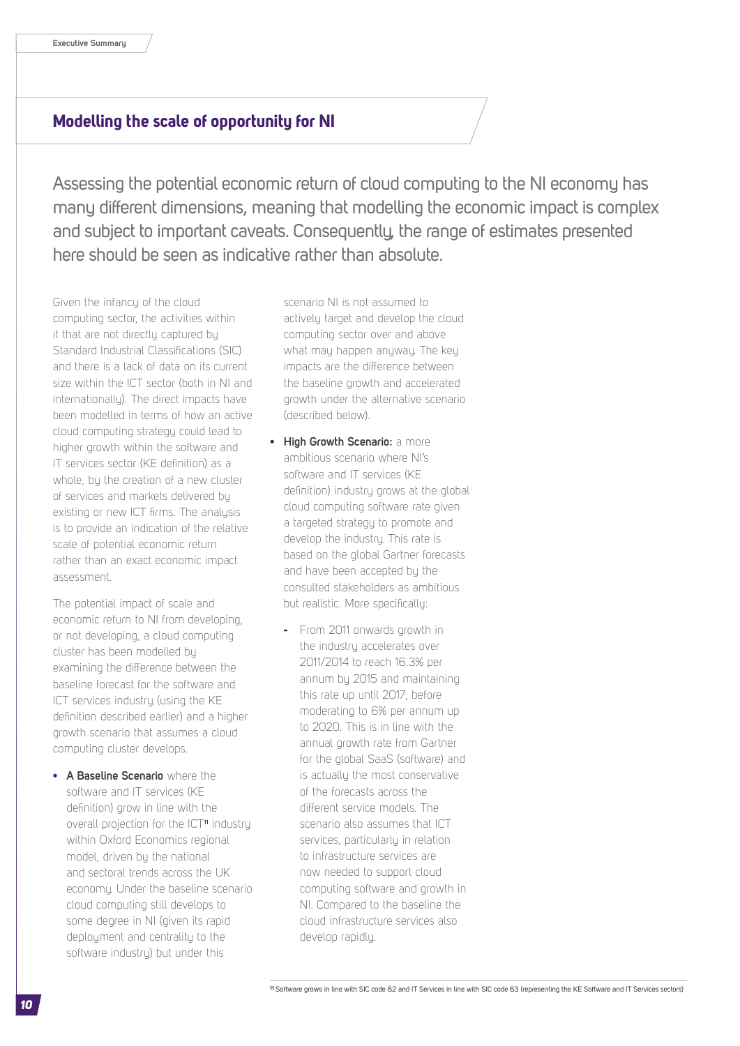## Modelling the scale of opportunity for NI

Assessing the potential economic return of cloud computing to the NI economy has many different dimensions, meaning that modelling the economic impact is complex and subject to important caveats. Consequently, the range of estimates presented here should be seen as indicative rather than absolute.

Given the infancy of the cloud computing sector, the activities within it that are not directly captured by Standard Industrial Classifications (SIC) and there is a lack of data on its current size within the ICT sector (both in NI and internationally). The direct impacts have been modelled in terms of how an active cloud computing strategy could lead to higher growth within the software and IT services sector (KE definition) as a whole, by the creation of a new cluster of services and markets delivered by existing or new ICT firms. The analysis is to provide an indication of the relative scale of potential economic return rather than an exact economic impact assessment.

The potential impact of scale and economic return to NI from developing, or not developing, a cloud computing cluster has been modelled by examining the difference between the baseline forecast for the software and ICT services industry (using the KE definition described earlier) and a higher growth scenario that assumes a cloud computing cluster develops.

- **A Baseline Scenario** where the software and IT services (KE definition) grow in line with the overall projection for the ICT[11] industry within Oxford Economics regional model, driven by the national and sectoral trends across the UK economy. Under the baseline scenario cloud computing still develops to some degree in NI (given its rapid deployment and centrality to the software industry) but under this scenario NI is not assumed to actively target and develop the cloud computing sector over and above what may happen anyway. The key impacts are the difference between the baseline growth and accelerated growth under the alternative scenario (described below).
- **High Growth Scenario:** a more ambitious scenario where NI's software and IT services (KE definition) industry grows at the global cloud computing software rate given a targeted strategy to promote and develop the industry. This rate is based on the global Gartner forecasts and have been accepted by the consulted stakeholders as ambitious but realistic. More specifically:
  - From 2011 onwards growth in the industry accelerates over 2011/2014 to reach 16.3% per annum by 2015 and maintaining this rate up until 2017, before moderating to 6% per annum up to 2020. This is in line with the annual growth rate from Gartner for the global SaaS (software) and is actually the most conservative of the forecasts across the different service models. The scenario also assumes that ICT services, particularly in relation to infrastructure services are now needed to support cloud computing software and growth in NI. Compared to the baseline the cloud infrastructure services also develop rapidly.

[11] Software grows in line with SIC code 62 and IT Services in line with SIC code 63 (representing the KE Software and IT Services sectors)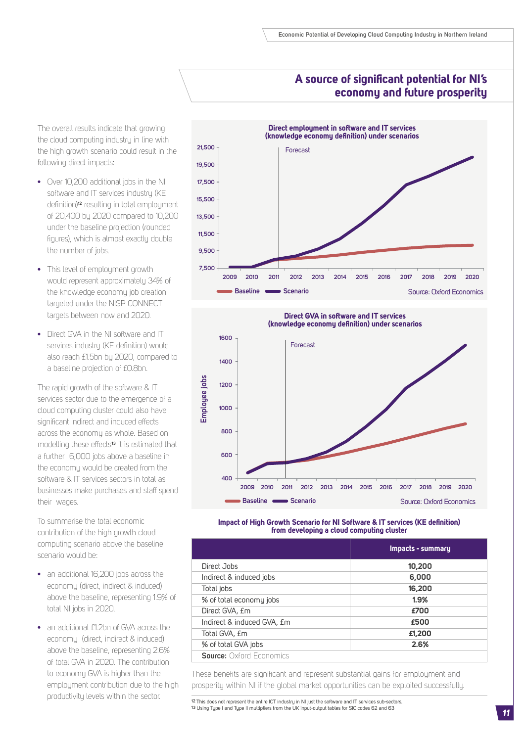## A source of significant potential for NI's economy and future prosperity

The overall results indicate that growing the cloud computing industry in line with the high growth scenario could result in the following direct impacts:

- Over 10,200 additional jobs in the NI software and IT services industry (KE definition)[12] resulting in total employment of 20,400 by 2020 compared to 10,200 under the baseline projection (rounded figures), which is almost exactly double the number of jobs.
- This level of employment growth would represent approximately 34% of the knowledge economy job creation targeted under the NISP CONNECT targets between now and 2020.
- Direct GVA in the NI software and IT services industry (KE definition) would also reach £1.5bn by 2020, compared to a baseline projection of £0.8bn.

The rapid growth of the software & IT services sector due to the emergence of a cloud computing cluster could also have significant indirect and induced effects across the economy as whole. Based on modelling these effects[13] it is estimated that a further 6,000 jobs above a baseline in the economy would be created from the software & IT services sectors in total as businesses make purchases and staff spend their wages.

To summarise the total economic contribution of the high growth cloud computing scenario above the baseline scenario would be:

- an additional 16,200 jobs across the economy (direct, indirect & induced) above the baseline, representing 1.9% of total NI jobs in 2020.
- an additional £1.2bn of GVA across the economy (direct, indirect & induced) above the baseline, representing 2.6% of total GVA in 2020. The contribution to economy GVA is higher than the employment contribution due to the high productivity levels within the sector.

**Direct employment in software and IT services (knowledge economy definition) under scenarios**

Source: Oxford Economics

**Direct GVA in software and IT services (knowledge economy definition) under scenarios**

Source: Oxford Economics

**Impact of High Growth Scenario for NI Software & IT services (KE definition) from developing a cloud computing cluster**

| | Impacts - summary |
|---|---|
| Direct Jobs | 10,200 |
| Indirect & induced jobs | 6,000 |
| Total jobs | 16,200 |
| % of total economy jobs | 1.9% |
| Direct GVA, £m | £700 |
| Indirect & induced GVA, £m | £500 |
| Total GVA, £m | £1,200 |
| % of total GVA jobs | 2.6% |

**Source:** Oxford Economics

These benefits are significant and represent substantial gains for employment and prosperity within NI if the global market opportunities can be exploited successfully.

[12] This does not represent the entire ICT industry in NI just the software and IT services sub-sectors.
[13] Using Type I and Type II multipliers from the UK input-output tables for SIC codes 62 and 63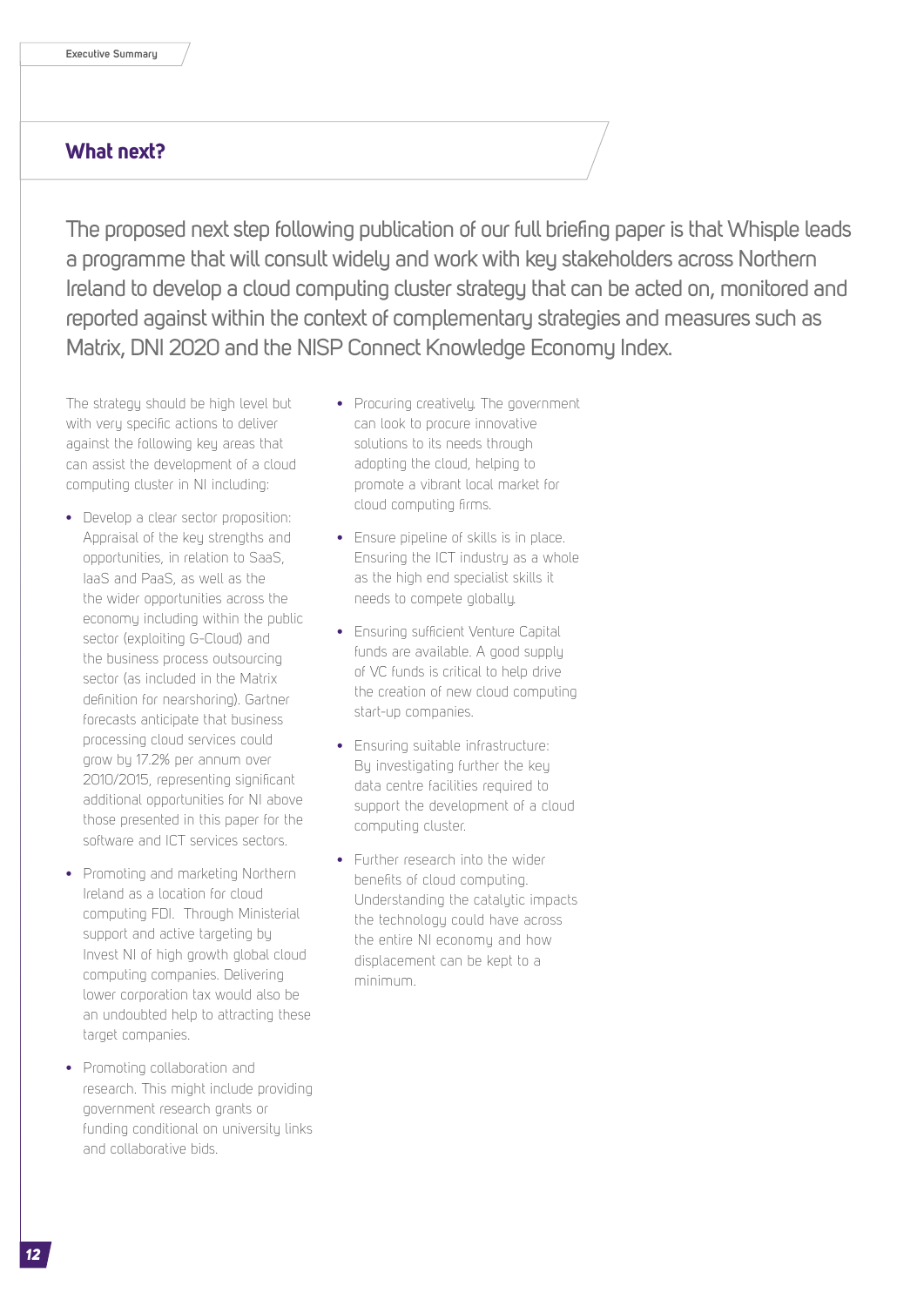## What next?

The proposed next step following publication of our full briefing paper is that Whisple leads a programme that will consult widely and work with key stakeholders across Northern Ireland to develop a cloud computing cluster strategy that can be acted on, monitored and reported against within the context of complementary strategies and measures such as Matrix, DNI 2020 and the NISP Connect Knowledge Economy Index.

The strategy should be high level but with very specific actions to deliver against the following key areas that can assist the development of a cloud computing cluster in NI including:

- Develop a clear sector proposition: Appraisal of the key strengths and opportunities, in relation to SaaS, IaaS and PaaS, as well as the the wider opportunities across the economy including within the public sector (exploiting G-Cloud) and the business process outsourcing sector (as included in the Matrix definition for nearshoring). Gartner forecasts anticipate that business processing cloud services could grow by 17.2% per annum over 2010/2015, representing significant additional opportunities for NI above those presented in this paper for the software and ICT services sectors.
- Promoting and marketing Northern Ireland as a location for cloud computing FDI. Through Ministerial support and active targeting by Invest NI of high growth global cloud computing companies. Delivering lower corporation tax would also be an undoubted help to attracting these target companies.
- Promoting collaboration and research. This might include providing government research grants or funding conditional on university links and collaborative bids.
- Procuring creatively. The government can look to procure innovative solutions to its needs through adopting the cloud, helping to promote a vibrant local market for cloud computing firms.
- Ensure pipeline of skills is in place. Ensuring the ICT industry as a whole as the high end specialist skills it needs to compete globally.
- Ensuring sufficient Venture Capital funds are available. A good supply of VC funds is critical to help drive the creation of new cloud computing start-up companies.
- Ensuring suitable infrastructure: By investigating further the key data centre facilities required to support the development of a cloud computing cluster.
- Further research into the wider benefits of cloud computing. Understanding the catalytic impacts the technology could have across the entire NI economy and how displacement can be kept to a minimum.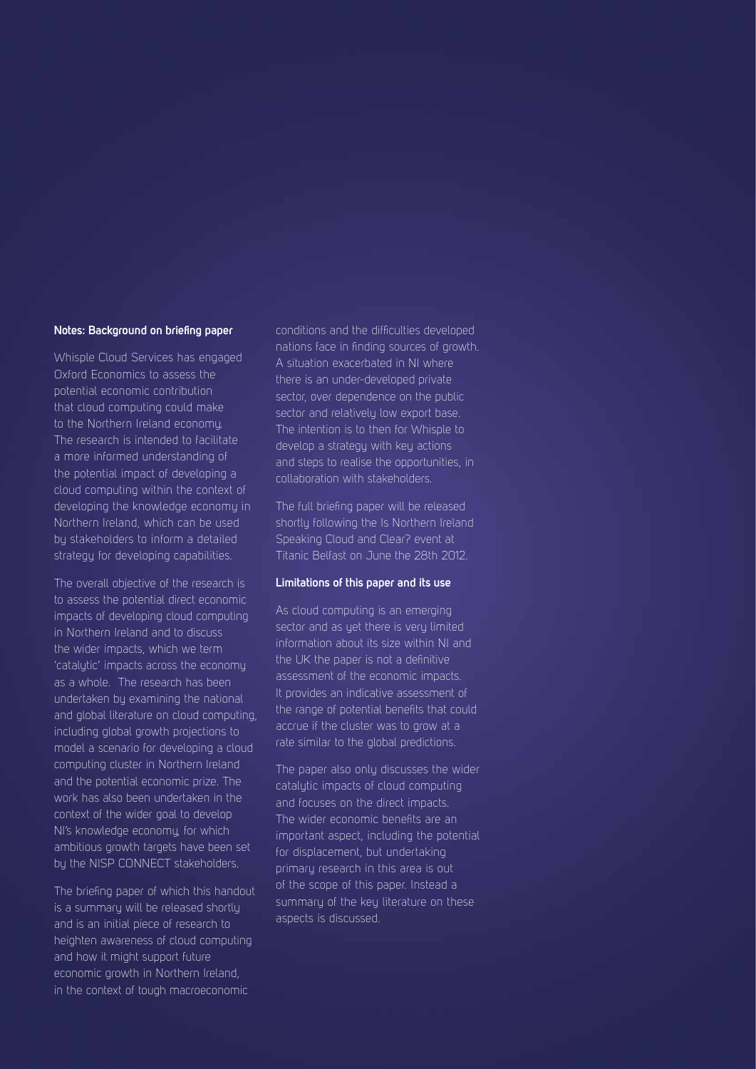**Notes: Background on briefing paper**

Whisple Cloud Services has engaged Oxford Economics to assess the potential economic contribution that cloud computing could make to the Northern Ireland economy. The research is intended to facilitate a more informed understanding of the potential impact of developing a cloud computing within the context of developing the knowledge economy in Northern Ireland, which can be used by stakeholders to inform a detailed strategy for developing capabilities.

The overall objective of the research is to assess the potential direct economic impacts of developing cloud computing in Northern Ireland and to discuss the wider impacts, which we term 'catalytic' impacts across the economy as a whole. The research has been undertaken by examining the national and global literature on cloud computing, including global growth projections to model a scenario for developing a cloud computing cluster in Northern Ireland and the potential economic prize. The work has also been undertaken in the context of the wider goal to develop NI's knowledge economy, for which ambitious growth targets have been set by the NISP CONNECT stakeholders.

The briefing paper of which this handout is a summary will be released shortly and is an initial piece of research to heighten awareness of cloud computing and how it might support future economic growth in Northern Ireland, in the context of tough macroeconomic conditions and the difficulties developed nations face in finding sources of growth. A situation exacerbated in NI where there is an under-developed private sector, over dependence on the public sector and relatively low export base. The intention is to then for Whisple to develop a strategy with key actions and steps to realise the opportunities, in collaboration with stakeholders.

The full briefing paper will be released shortly following the Is Northern Ireland Speaking Cloud and Clear? event at Titanic Belfast on June the 28th 2012.

**Limitations of this paper and its use**

As cloud computing is an emerging sector and as yet there is very limited information about its size within NI and the UK the paper is not a definitive assessment of the economic impacts. It provides an indicative assessment of the range of potential benefits that could accrue if the cluster was to grow at a rate similar to the global predictions.

The paper also only discusses the wider catalytic impacts of cloud computing and focuses on the direct impacts. The wider economic benefits are an important aspect, including the potential for displacement, but undertaking primary research in this area is out of the scope of this paper. Instead a summary of the key literature on these aspects is discussed.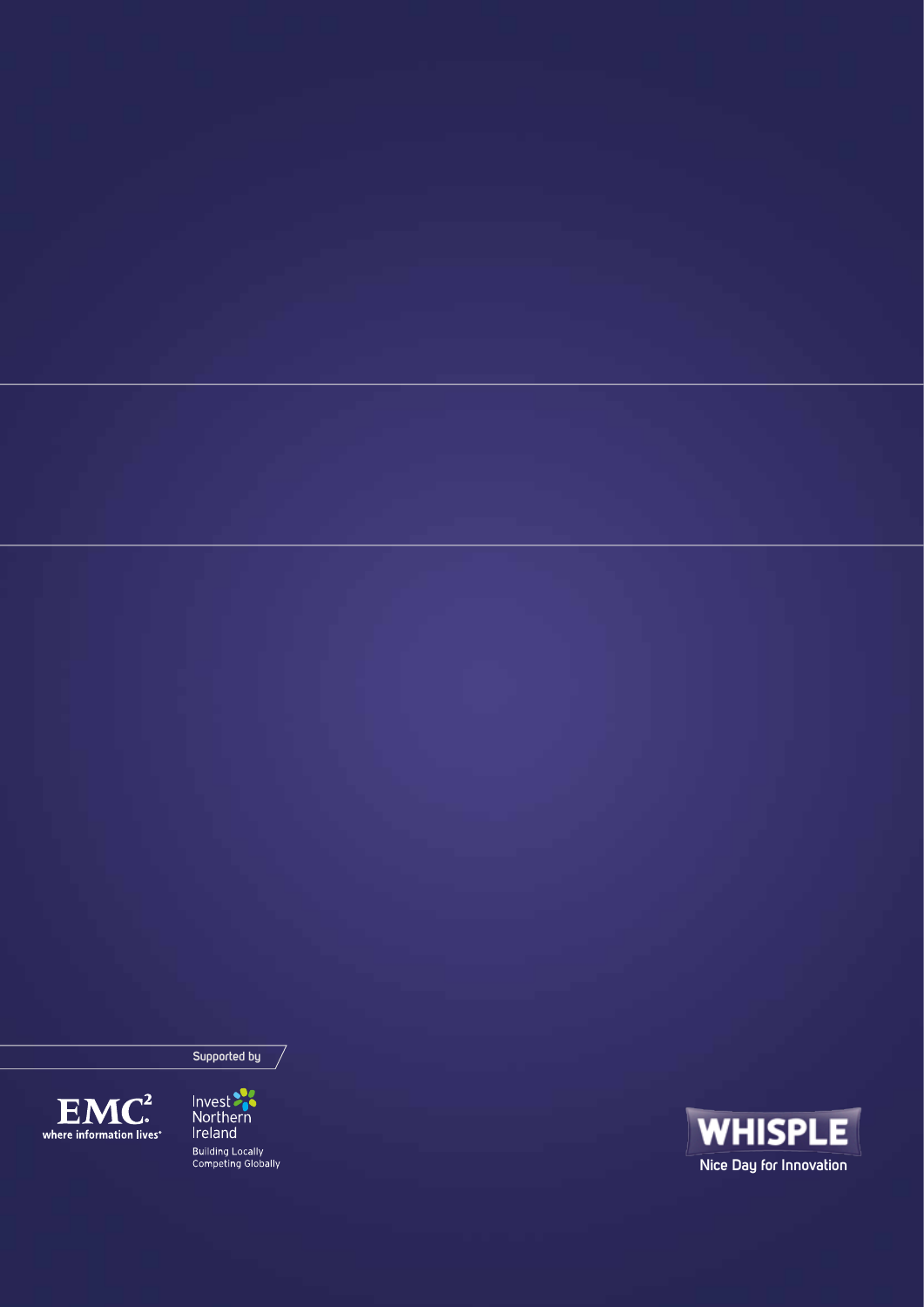Supported by

EMC²
where information lives®

Invest Northern Ireland
Building Locally
Competing Globally

WHISPLE
Nice Day for Innovation